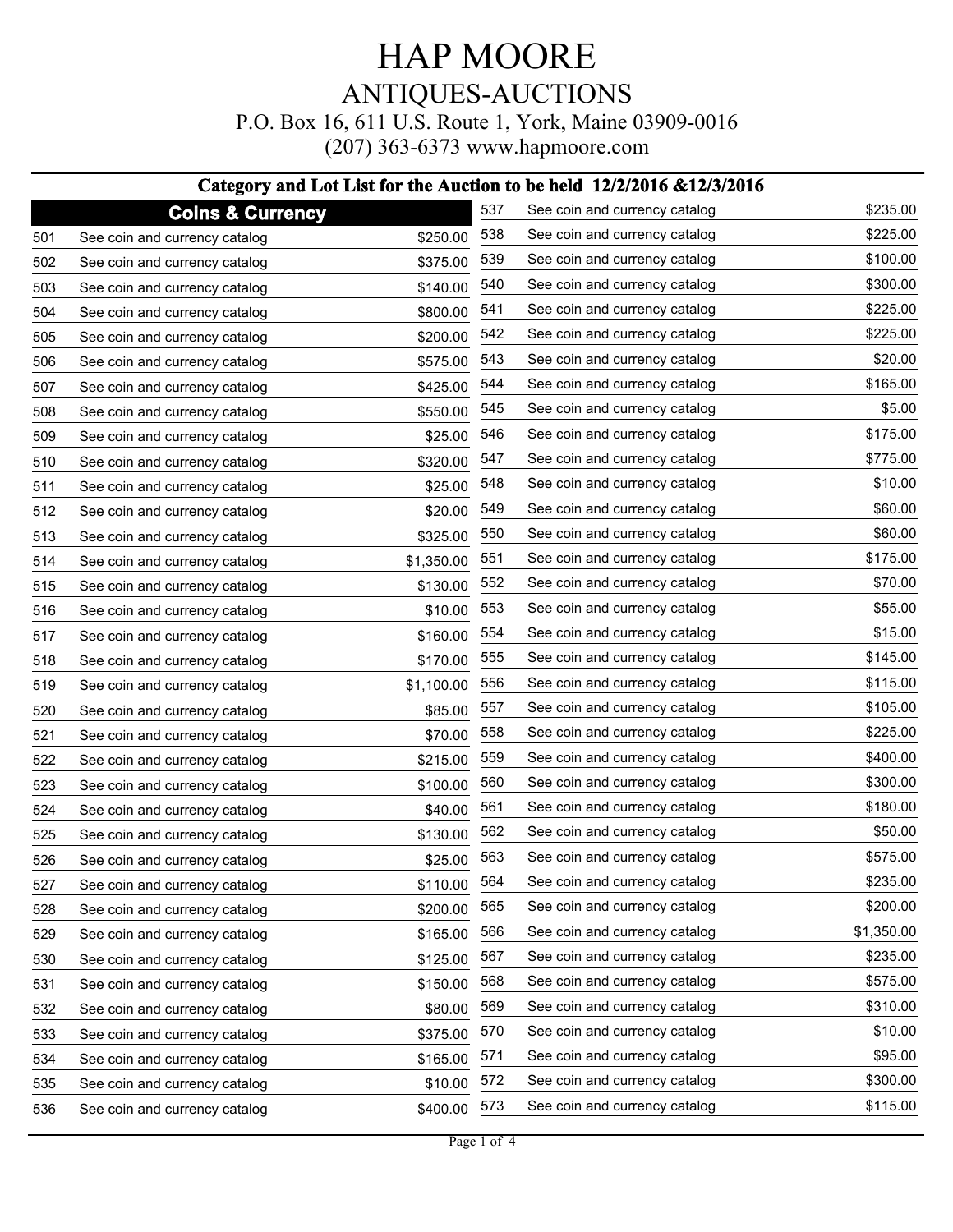# HAP MOORE

## ANTIQUES-AUCTIONS

P.O. Box 16, 611 U.S. Route 1, York, Maine 03909-0016

(207) 363-6373 www.hapmoore.com

**Category and Lot List for the Auction to be held 12/2/2016 &12/3/2016**

### Coins & Currency

| Lot | Description | Price |
|---|---|---|
| 501 | See coin and currency catalog | $250.00 |
| 502 | See coin and currency catalog | $375.00 |
| 503 | See coin and currency catalog | $140.00 |
| 504 | See coin and currency catalog | $800.00 |
| 505 | See coin and currency catalog | $200.00 |
| 506 | See coin and currency catalog | $575.00 |
| 507 | See coin and currency catalog | $425.00 |
| 508 | See coin and currency catalog | $550.00 |
| 509 | See coin and currency catalog | $25.00 |
| 510 | See coin and currency catalog | $320.00 |
| 511 | See coin and currency catalog | $25.00 |
| 512 | See coin and currency catalog | $20.00 |
| 513 | See coin and currency catalog | $325.00 |
| 514 | See coin and currency catalog | $1,350.00 |
| 515 | See coin and currency catalog | $130.00 |
| 516 | See coin and currency catalog | $10.00 |
| 517 | See coin and currency catalog | $160.00 |
| 518 | See coin and currency catalog | $170.00 |
| 519 | See coin and currency catalog | $1,100.00 |
| 520 | See coin and currency catalog | $85.00 |
| 521 | See coin and currency catalog | $70.00 |
| 522 | See coin and currency catalog | $215.00 |
| 523 | See coin and currency catalog | $100.00 |
| 524 | See coin and currency catalog | $40.00 |
| 525 | See coin and currency catalog | $130.00 |
| 526 | See coin and currency catalog | $25.00 |
| 527 | See coin and currency catalog | $110.00 |
| 528 | See coin and currency catalog | $200.00 |
| 529 | See coin and currency catalog | $165.00 |
| 530 | See coin and currency catalog | $125.00 |
| 531 | See coin and currency catalog | $150.00 |
| 532 | See coin and currency catalog | $80.00 |
| 533 | See coin and currency catalog | $375.00 |
| 534 | See coin and currency catalog | $165.00 |
| 535 | See coin and currency catalog | $10.00 |
| 536 | See coin and currency catalog | $400.00 |
| 537 | See coin and currency catalog | $235.00 |
| 538 | See coin and currency catalog | $225.00 |
| 539 | See coin and currency catalog | $100.00 |
| 540 | See coin and currency catalog | $300.00 |
| 541 | See coin and currency catalog | $225.00 |
| 542 | See coin and currency catalog | $225.00 |
| 543 | See coin and currency catalog | $20.00 |
| 544 | See coin and currency catalog | $165.00 |
| 545 | See coin and currency catalog | $5.00 |
| 546 | See coin and currency catalog | $175.00 |
| 547 | See coin and currency catalog | $775.00 |
| 548 | See coin and currency catalog | $10.00 |
| 549 | See coin and currency catalog | $60.00 |
| 550 | See coin and currency catalog | $60.00 |
| 551 | See coin and currency catalog | $175.00 |
| 552 | See coin and currency catalog | $70.00 |
| 553 | See coin and currency catalog | $55.00 |
| 554 | See coin and currency catalog | $15.00 |
| 555 | See coin and currency catalog | $145.00 |
| 556 | See coin and currency catalog | $115.00 |
| 557 | See coin and currency catalog | $105.00 |
| 558 | See coin and currency catalog | $225.00 |
| 559 | See coin and currency catalog | $400.00 |
| 560 | See coin and currency catalog | $300.00 |
| 561 | See coin and currency catalog | $180.00 |
| 562 | See coin and currency catalog | $50.00 |
| 563 | See coin and currency catalog | $575.00 |
| 564 | See coin and currency catalog | $235.00 |
| 565 | See coin and currency catalog | $200.00 |
| 566 | See coin and currency catalog | $1,350.00 |
| 567 | See coin and currency catalog | $235.00 |
| 568 | See coin and currency catalog | $575.00 |
| 569 | See coin and currency catalog | $310.00 |
| 570 | See coin and currency catalog | $10.00 |
| 571 | See coin and currency catalog | $95.00 |
| 572 | See coin and currency catalog | $300.00 |
| 573 | See coin and currency catalog | $115.00 |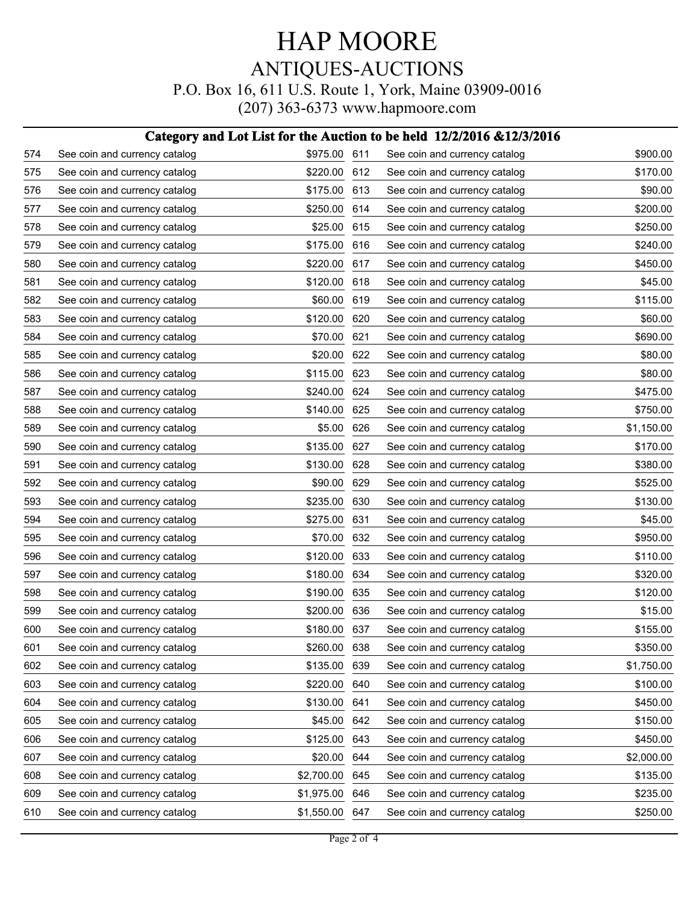# HAP MOORE

## ANTIQUES-AUCTIONS

P.O. Box 16, 611 U.S. Route 1, York, Maine 03909-0016

(207) 363-6373 www.hapmoore.com

### Category and Lot List for the Auction to be held 12/2/2016 &12/3/2016

| Lot | Description | Estimate |
|---|---|---|
| 574 | See coin and currency catalog | $975.00 |
| 575 | See coin and currency catalog | $220.00 |
| 576 | See coin and currency catalog | $175.00 |
| 577 | See coin and currency catalog | $250.00 |
| 578 | See coin and currency catalog | $25.00 |
| 579 | See coin and currency catalog | $175.00 |
| 580 | See coin and currency catalog | $220.00 |
| 581 | See coin and currency catalog | $120.00 |
| 582 | See coin and currency catalog | $60.00 |
| 583 | See coin and currency catalog | $120.00 |
| 584 | See coin and currency catalog | $70.00 |
| 585 | See coin and currency catalog | $20.00 |
| 586 | See coin and currency catalog | $115.00 |
| 587 | See coin and currency catalog | $240.00 |
| 588 | See coin and currency catalog | $140.00 |
| 589 | See coin and currency catalog | $5.00 |
| 590 | See coin and currency catalog | $135.00 |
| 591 | See coin and currency catalog | $130.00 |
| 592 | See coin and currency catalog | $90.00 |
| 593 | See coin and currency catalog | $235.00 |
| 594 | See coin and currency catalog | $275.00 |
| 595 | See coin and currency catalog | $70.00 |
| 596 | See coin and currency catalog | $120.00 |
| 597 | See coin and currency catalog | $180.00 |
| 598 | See coin and currency catalog | $190.00 |
| 599 | See coin and currency catalog | $200.00 |
| 600 | See coin and currency catalog | $180.00 |
| 601 | See coin and currency catalog | $260.00 |
| 602 | See coin and currency catalog | $135.00 |
| 603 | See coin and currency catalog | $220.00 |
| 604 | See coin and currency catalog | $130.00 |
| 605 | See coin and currency catalog | $45.00 |
| 606 | See coin and currency catalog | $125.00 |
| 607 | See coin and currency catalog | $20.00 |
| 608 | See coin and currency catalog | $2,700.00 |
| 609 | See coin and currency catalog | $1,975.00 |
| 610 | See coin and currency catalog | $1,550.00 |
| 611 | See coin and currency catalog | $900.00 |
| 612 | See coin and currency catalog | $170.00 |
| 613 | See coin and currency catalog | $90.00 |
| 614 | See coin and currency catalog | $200.00 |
| 615 | See coin and currency catalog | $250.00 |
| 616 | See coin and currency catalog | $240.00 |
| 617 | See coin and currency catalog | $450.00 |
| 618 | See coin and currency catalog | $45.00 |
| 619 | See coin and currency catalog | $115.00 |
| 620 | See coin and currency catalog | $60.00 |
| 621 | See coin and currency catalog | $690.00 |
| 622 | See coin and currency catalog | $80.00 |
| 623 | See coin and currency catalog | $80.00 |
| 624 | See coin and currency catalog | $475.00 |
| 625 | See coin and currency catalog | $750.00 |
| 626 | See coin and currency catalog | $1,150.00 |
| 627 | See coin and currency catalog | $170.00 |
| 628 | See coin and currency catalog | $380.00 |
| 629 | See coin and currency catalog | $525.00 |
| 630 | See coin and currency catalog | $130.00 |
| 631 | See coin and currency catalog | $45.00 |
| 632 | See coin and currency catalog | $950.00 |
| 633 | See coin and currency catalog | $110.00 |
| 634 | See coin and currency catalog | $320.00 |
| 635 | See coin and currency catalog | $120.00 |
| 636 | See coin and currency catalog | $15.00 |
| 637 | See coin and currency catalog | $155.00 |
| 638 | See coin and currency catalog | $350.00 |
| 639 | See coin and currency catalog | $1,750.00 |
| 640 | See coin and currency catalog | $100.00 |
| 641 | See coin and currency catalog | $450.00 |
| 642 | See coin and currency catalog | $150.00 |
| 643 | See coin and currency catalog | $450.00 |
| 644 | See coin and currency catalog | $2,000.00 |
| 645 | See coin and currency catalog | $135.00 |
| 646 | See coin and currency catalog | $235.00 |
| 647 | See coin and currency catalog | $250.00 |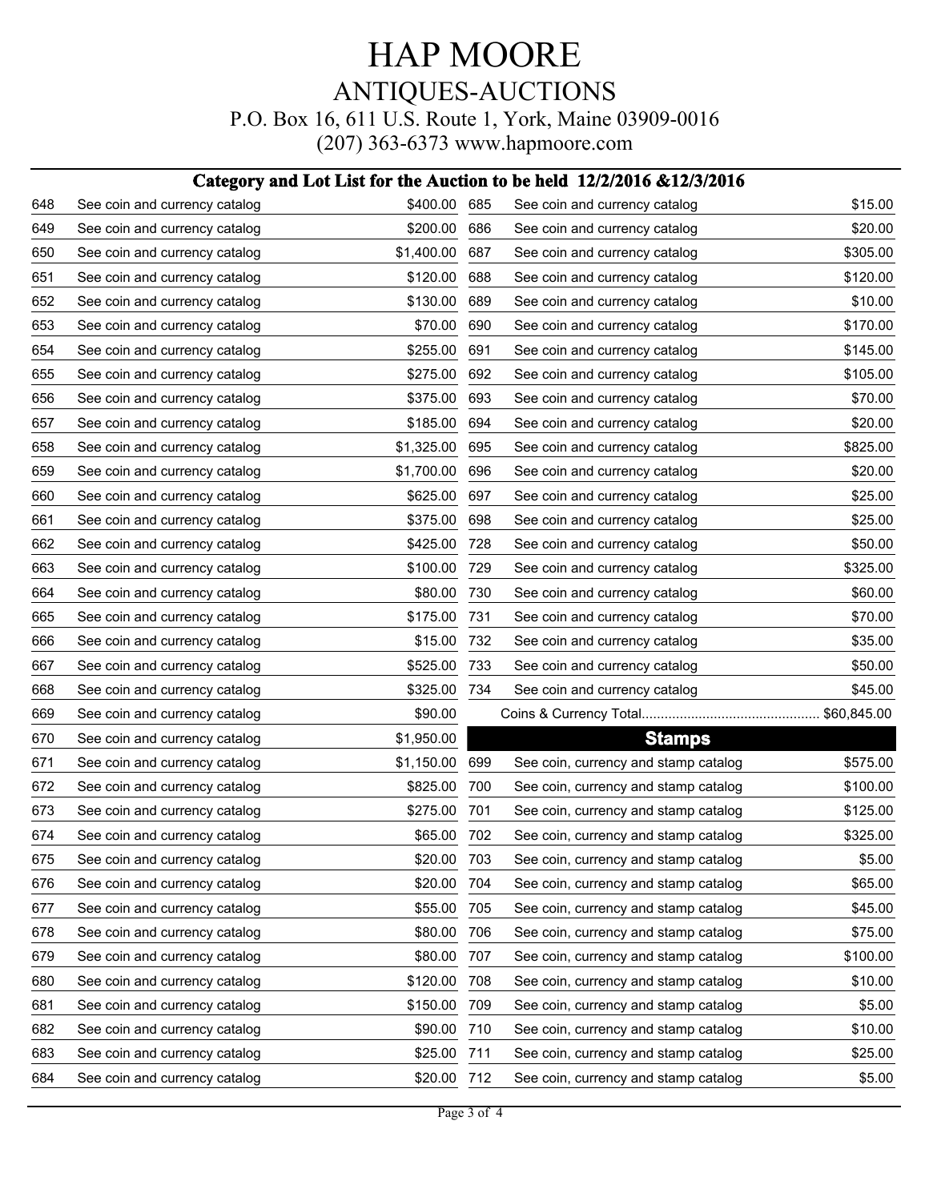# HAP MOORE

## ANTIQUES-AUCTIONS

P.O. Box 16, 611 U.S. Route 1, York, Maine 03909-0016

(207) 363-6373 www.hapmoore.com

### Category and Lot List for the Auction to be held 12/2/2016 &12/3/2016

| Lot | Description | Price |
|---|---|---|
| 648 | See coin and currency catalog | $400.00 |
| 649 | See coin and currency catalog | $200.00 |
| 650 | See coin and currency catalog | $1,400.00 |
| 651 | See coin and currency catalog | $120.00 |
| 652 | See coin and currency catalog | $130.00 |
| 653 | See coin and currency catalog | $70.00 |
| 654 | See coin and currency catalog | $255.00 |
| 655 | See coin and currency catalog | $275.00 |
| 656 | See coin and currency catalog | $375.00 |
| 657 | See coin and currency catalog | $185.00 |
| 658 | See coin and currency catalog | $1,325.00 |
| 659 | See coin and currency catalog | $1,700.00 |
| 660 | See coin and currency catalog | $625.00 |
| 661 | See coin and currency catalog | $375.00 |
| 662 | See coin and currency catalog | $425.00 |
| 663 | See coin and currency catalog | $100.00 |
| 664 | See coin and currency catalog | $80.00 |
| 665 | See coin and currency catalog | $175.00 |
| 666 | See coin and currency catalog | $15.00 |
| 667 | See coin and currency catalog | $525.00 |
| 668 | See coin and currency catalog | $325.00 |
| 669 | See coin and currency catalog | $90.00 |
| 670 | See coin and currency catalog | $1,950.00 |
| 671 | See coin and currency catalog | $1,150.00 |
| 672 | See coin and currency catalog | $825.00 |
| 673 | See coin and currency catalog | $275.00 |
| 674 | See coin and currency catalog | $65.00 |
| 675 | See coin and currency catalog | $20.00 |
| 676 | See coin and currency catalog | $20.00 |
| 677 | See coin and currency catalog | $55.00 |
| 678 | See coin and currency catalog | $80.00 |
| 679 | See coin and currency catalog | $80.00 |
| 680 | See coin and currency catalog | $120.00 |
| 681 | See coin and currency catalog | $150.00 |
| 682 | See coin and currency catalog | $90.00 |
| 683 | See coin and currency catalog | $25.00 |
| 684 | See coin and currency catalog | $20.00 |
| 685 | See coin and currency catalog | $15.00 |
| 686 | See coin and currency catalog | $20.00 |
| 687 | See coin and currency catalog | $305.00 |
| 688 | See coin and currency catalog | $120.00 |
| 689 | See coin and currency catalog | $10.00 |
| 690 | See coin and currency catalog | $170.00 |
| 691 | See coin and currency catalog | $145.00 |
| 692 | See coin and currency catalog | $105.00 |
| 693 | See coin and currency catalog | $70.00 |
| 694 | See coin and currency catalog | $20.00 |
| 695 | See coin and currency catalog | $825.00 |
| 696 | See coin and currency catalog | $20.00 |
| 697 | See coin and currency catalog | $25.00 |
| 698 | See coin and currency catalog | $25.00 |
| 728 | See coin and currency catalog | $50.00 |
| 729 | See coin and currency catalog | $325.00 |
| 730 | See coin and currency catalog | $60.00 |
| 731 | See coin and currency catalog | $70.00 |
| 732 | See coin and currency catalog | $35.00 |
| 733 | See coin and currency catalog | $50.00 |
| 734 | See coin and currency catalog | $45.00 |

Coins & Currency Total............................................... $60,845.00

### Stamps

| Lot | Description | Price |
|---|---|---|
| 699 | See coin, currency and stamp catalog | $575.00 |
| 700 | See coin, currency and stamp catalog | $100.00 |
| 701 | See coin, currency and stamp catalog | $125.00 |
| 702 | See coin, currency and stamp catalog | $325.00 |
| 703 | See coin, currency and stamp catalog | $5.00 |
| 704 | See coin, currency and stamp catalog | $65.00 |
| 705 | See coin, currency and stamp catalog | $45.00 |
| 706 | See coin, currency and stamp catalog | $75.00 |
| 707 | See coin, currency and stamp catalog | $100.00 |
| 708 | See coin, currency and stamp catalog | $10.00 |
| 709 | See coin, currency and stamp catalog | $5.00 |
| 710 | See coin, currency and stamp catalog | $10.00 |
| 711 | See coin, currency and stamp catalog | $25.00 |
| 712 | See coin, currency and stamp catalog | $5.00 |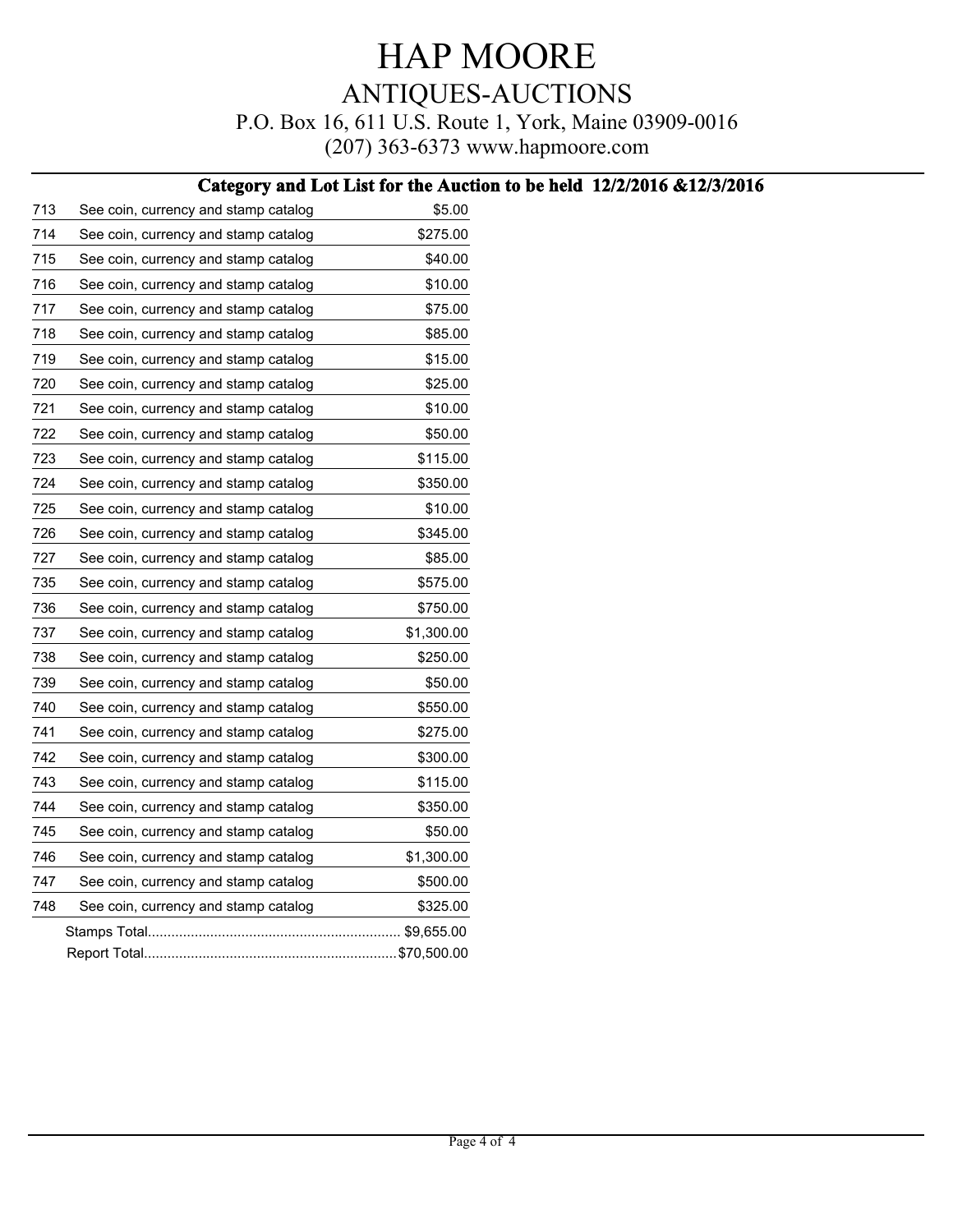# HAP MOORE

## ANTIQUES-AUCTIONS

P.O. Box 16, 611 U.S. Route 1, York, Maine 03909-0016

(207) 363-6373 www.hapmoore.com

### Category and Lot List for the Auction to be held 12/2/2016 &12/3/2016

| | | |
|---|---|---|
| 713 | See coin, currency and stamp catalog | $5.00 |
| 714 | See coin, currency and stamp catalog | $275.00 |
| 715 | See coin, currency and stamp catalog | $40.00 |
| 716 | See coin, currency and stamp catalog | $10.00 |
| 717 | See coin, currency and stamp catalog | $75.00 |
| 718 | See coin, currency and stamp catalog | $85.00 |
| 719 | See coin, currency and stamp catalog | $15.00 |
| 720 | See coin, currency and stamp catalog | $25.00 |
| 721 | See coin, currency and stamp catalog | $10.00 |
| 722 | See coin, currency and stamp catalog | $50.00 |
| 723 | See coin, currency and stamp catalog | $115.00 |
| 724 | See coin, currency and stamp catalog | $350.00 |
| 725 | See coin, currency and stamp catalog | $10.00 |
| 726 | See coin, currency and stamp catalog | $345.00 |
| 727 | See coin, currency and stamp catalog | $85.00 |
| 735 | See coin, currency and stamp catalog | $575.00 |
| 736 | See coin, currency and stamp catalog | $750.00 |
| 737 | See coin, currency and stamp catalog | $1,300.00 |
| 738 | See coin, currency and stamp catalog | $250.00 |
| 739 | See coin, currency and stamp catalog | $50.00 |
| 740 | See coin, currency and stamp catalog | $550.00 |
| 741 | See coin, currency and stamp catalog | $275.00 |
| 742 | See coin, currency and stamp catalog | $300.00 |
| 743 | See coin, currency and stamp catalog | $115.00 |
| 744 | See coin, currency and stamp catalog | $350.00 |
| 745 | See coin, currency and stamp catalog | $50.00 |
| 746 | See coin, currency and stamp catalog | $1,300.00 |
| 747 | See coin, currency and stamp catalog | $500.00 |
| 748 | See coin, currency and stamp catalog | $325.00 |

Stamps Total................................................................ $9,655.00

Report Total................................................................$70,500.00